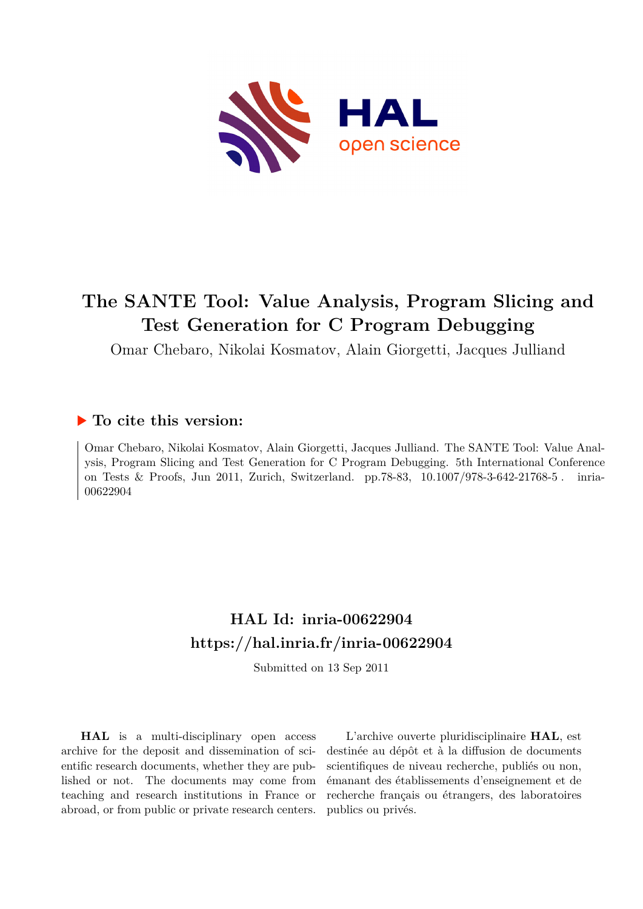# The SANTE Tool: Value Analysis, Program Slicing and Test Generation for C Program Debugging

Omar Chebaro, Nikolai Kosmatov, Alain Giorgetti, Jacques Julliand

## To cite this version:

Omar Chebaro, Nikolai Kosmatov, Alain Giorgetti, Jacques Julliand. The SANTE Tool: Value Analysis, Program Slicing and Test Generation for C Program Debugging. 5th International Conference on Tests & Proofs, Jun 2011, Zurich, Switzerland. pp.78-83, 10.1007/978-3-642-21768-5 . inria-00622904

## HAL Id: inria-00622904
## https://hal.inria.fr/inria-00622904

Submitted on 13 Sep 2011

**HAL** is a multi-disciplinary open access archive for the deposit and dissemination of scientific research documents, whether they are published or not. The documents may come from teaching and research institutions in France or abroad, or from public or private research centers.

L'archive ouverte pluridisciplinaire **HAL**, est destinée au dépôt et à la diffusion de documents scientifiques de niveau recherche, publiés ou non, émanant des établissements d'enseignement et de recherche français ou étrangers, des laboratoires publics ou privés.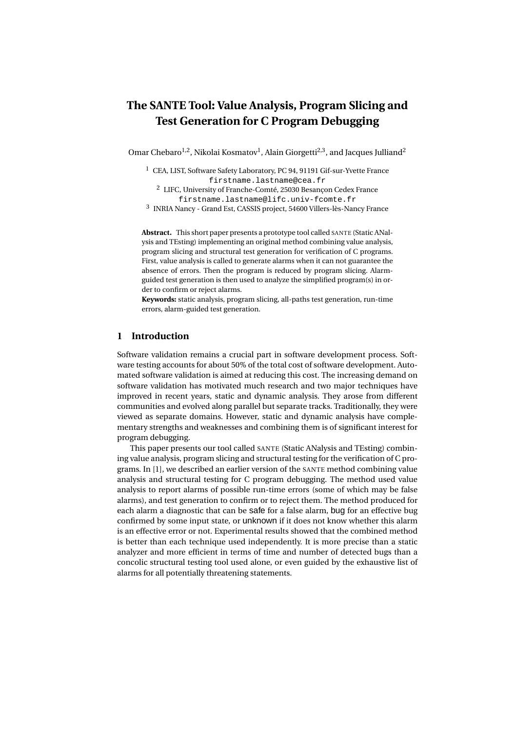# The SANTE Tool: Value Analysis, Program Slicing and Test Generation for C Program Debugging

Omar Chebaro[1,2], Nikolai Kosmatov[1], Alain Giorgetti[2,3], and Jacques Julliand[2]

[1] CEA, LIST, Software Safety Laboratory, PC 94, 91191 Gif-sur-Yvette France
firstname.lastname@cea.fr
[2] LIFC, University of Franche-Comté, 25030 Besançon Cedex France
firstname.lastname@lifc.univ-fcomte.fr
[3] INRIA Nancy - Grand Est, CASSIS project, 54600 Villers-lès-Nancy France

**Abstract.** This short paper presents a prototype tool called SANTE (Static ANalysis and TEsting) implementing an original method combining value analysis, program slicing and structural test generation for verification of C programs. First, value analysis is called to generate alarms when it can not guarantee the absence of errors. Then the program is reduced by program slicing. Alarm-guided test generation is then used to analyze the simplified program(s) in order to confirm or reject alarms.

**Keywords:** static analysis, program slicing, all-paths test generation, run-time errors, alarm-guided test generation.

## 1 Introduction

Software validation remains a crucial part in software development process. Software testing accounts for about 50% of the total cost of software development. Automated software validation is aimed at reducing this cost. The increasing demand on software validation has motivated much research and two major techniques have improved in recent years, static and dynamic analysis. They arose from different communities and evolved along parallel but separate tracks. Traditionally, they were viewed as separate domains. However, static and dynamic analysis have complementary strengths and weaknesses and combining them is of significant interest for program debugging.

This paper presents our tool called SANTE (Static ANalysis and TEsting) combining value analysis, program slicing and structural testing for the verification of C programs. In [1], we described an earlier version of the SANTE method combining value analysis and structural testing for C program debugging. The method used value analysis to report alarms of possible run-time errors (some of which may be false alarms), and test generation to confirm or to reject them. The method produced for each alarm a diagnostic that can be safe for a false alarm, bug for an effective bug confirmed by some input state, or unknown if it does not know whether this alarm is an effective error or not. Experimental results showed that the combined method is better than each technique used independently. It is more precise than a static analyzer and more efficient in terms of time and number of detected bugs than a concolic structural testing tool used alone, or even guided by the exhaustive list of alarms for all potentially threatening statements.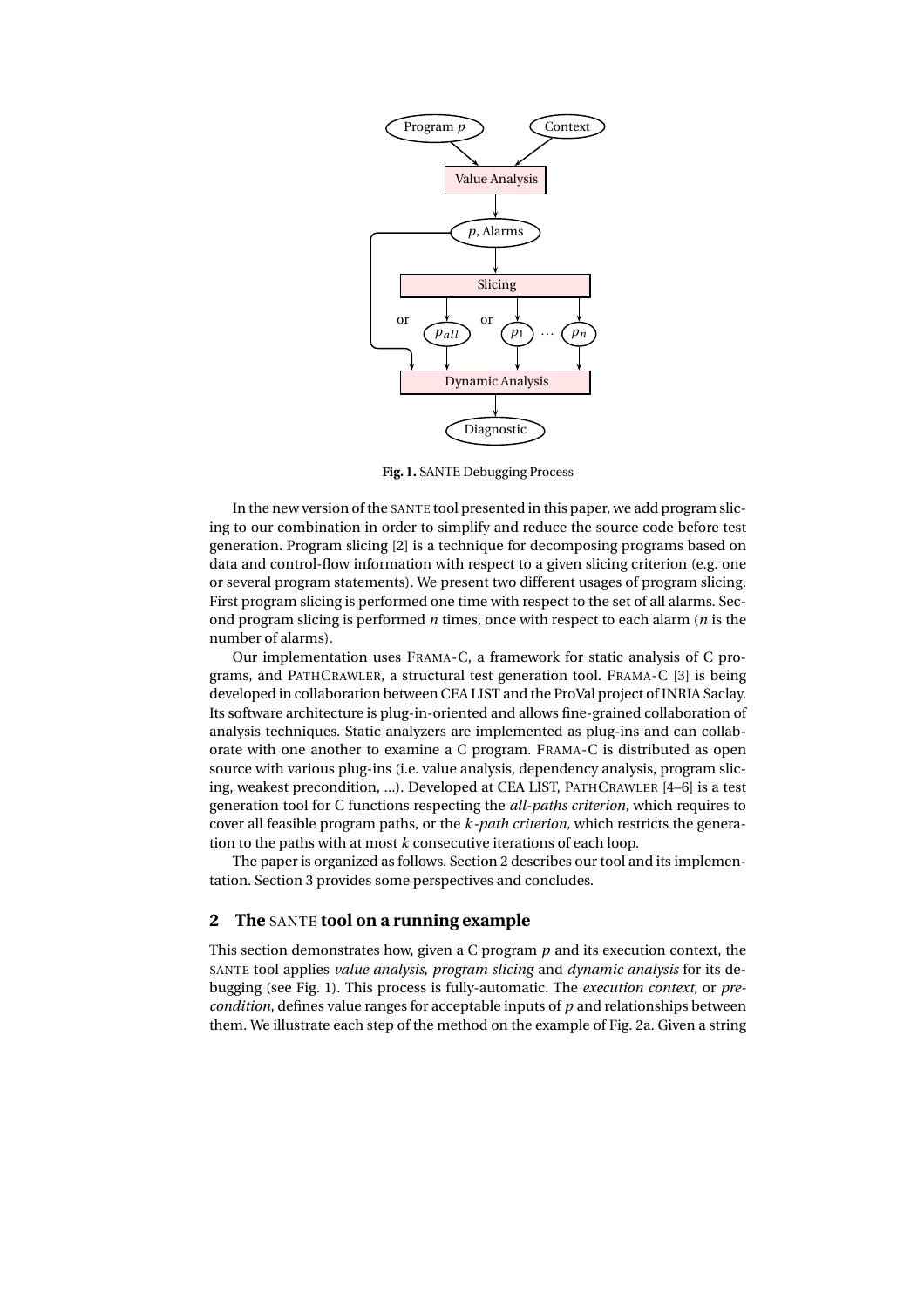Fig. 1. SANTE Debugging Process

In the new version of the SANTE tool presented in this paper, we add program slicing to our combination in order to simplify and reduce the source code before test generation. Program slicing [2] is a technique for decomposing programs based on data and control-flow information with respect to a given slicing criterion (e.g. one or several program statements). We present two different usages of program slicing. First program slicing is performed one time with respect to the set of all alarms. Second program slicing is performed $n$ times, once with respect to each alarm ($n$ is the number of alarms).

Our implementation uses FRAMA-C, a framework for static analysis of C programs, and PATHCRAWLER, a structural test generation tool. FRAMA-C [3] is being developed in collaboration between CEA LIST and the ProVal project of INRIA Saclay. Its software architecture is plug-in-oriented and allows fine-grained collaboration of analysis techniques. Static analyzers are implemented as plug-ins and can collaborate with one another to examine a C program. FRAMA-C is distributed as open source with various plug-ins (i.e. value analysis, dependency analysis, program slicing, weakest precondition, ...). Developed at CEA LIST, PATHCRAWLER [4–6] is a test generation tool for C functions respecting the *all-paths criterion*, which requires to cover all feasible program paths, or the *k-path criterion*, which restricts the generation to the paths with at most $k$ consecutive iterations of each loop.

The paper is organized as follows. Section 2 describes our tool and its implementation. Section 3 provides some perspectives and concludes.

## 2 The SANTE tool on a running example

This section demonstrates how, given a C program $p$ and its execution context, the SANTE tool applies *value analysis*, *program slicing* and *dynamic analysis* for its debugging (see Fig. 1). This process is fully-automatic. The *execution context*, or *precondition*, defines value ranges for acceptable inputs of $p$ and relationships between them. We illustrate each step of the method on the example of Fig. 2a. Given a string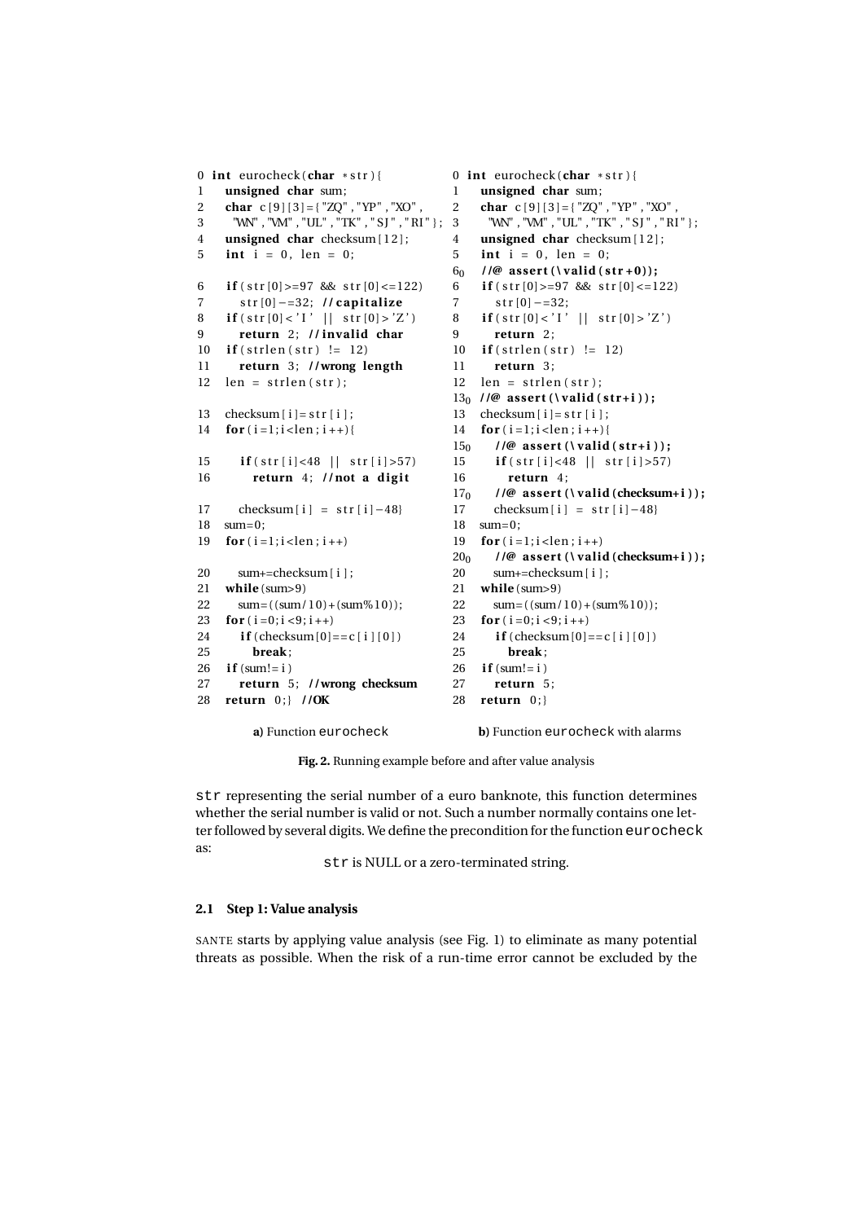```
0  int eurocheck(char *str){
1    unsigned char sum;
2    char c[9][3]={"ZQ","YP","XO",
3      "WN","VM","UL","TK","SJ","RI"};
4    unsigned char checksum[12];
5    int i = 0, len = 0;
6    if(str[0]>=97 && str[0]<=122)
7      str[0]-=32; //capitalize
8    if(str[0]<'I' || str[0]>'Z')
9      return 2; //invalid char
10   if(strlen(str) != 12)
11     return 3; //wrong length
12   len = strlen(str);
13   checksum[i]=str[i];
14   for(i=1;i<len;i++){
15     if(str[i]<48 || str[i]>57)
16       return 4; //not a digit
17     checksum[i] = str[i]-48}
18   sum=0;
19   for(i=1;i<len;i++)
20     sum+=checksum[i];
21   while(sum>9)
22     sum=((sum/10)+(sum%10));
23   for(i=0;i<9;i++)
24     if(checksum[0]==c[i][0])
25       break;
26   if(sum!=i)
27     return 5; //wrong checksum
28   return 0;} //OK
```

**a)** Function `eurocheck`

```
0  int eurocheck(char *str){
1    unsigned char sum;
2    char c[9][3]={"ZQ","YP","XO",
3      "WN","VM","UL","TK","SJ","RI"};
4    unsigned char checksum[12];
5    int i = 0, len = 0;
6_0  //@ assert(\valid(str+0));
6    if(str[0]>=97 && str[0]<=122)
7      str[0]-=32;
8    if(str[0]<'I' || str[0]>'Z')
9      return 2;
10   if(strlen(str) != 12)
11     return 3;
12   len = strlen(str);
13_0 //@ assert(\valid(str+i));
13   checksum[i]=str[i];
14   for(i=1;i<len;i++){
15_0   //@ assert(\valid(str+i));
15     if(str[i]<48 || str[i]>57)
16       return 4;
17_0   //@ assert(\valid(checksum+i));
17     checksum[i] = str[i]-48}
18   sum=0;
19   for(i=1;i<len;i++)
20_0   //@ assert(\valid(checksum+i));
20     sum+=checksum[i];
21   while(sum>9)
22     sum=((sum/10)+(sum%10));
23   for(i=0;i<9;i++)
24     if(checksum[0]==c[i][0])
25       break;
26   if(sum!=i)
27     return 5;
28   return 0;}
```

**b)** Function `eurocheck` with alarms

**Fig. 2.** Running example before and after value analysis

`str` representing the serial number of a euro banknote, this function determines whether the serial number is valid or not. Such a number normally contains one letter followed by several digits. We define the precondition for the function `eurocheck` as:

`str` is NULL or a zero-terminated string.

### 2.1 Step 1: Value analysis

SANTE starts by applying value analysis (see Fig. 1) to eliminate as many potential threats as possible. When the risk of a run-time error cannot be excluded by the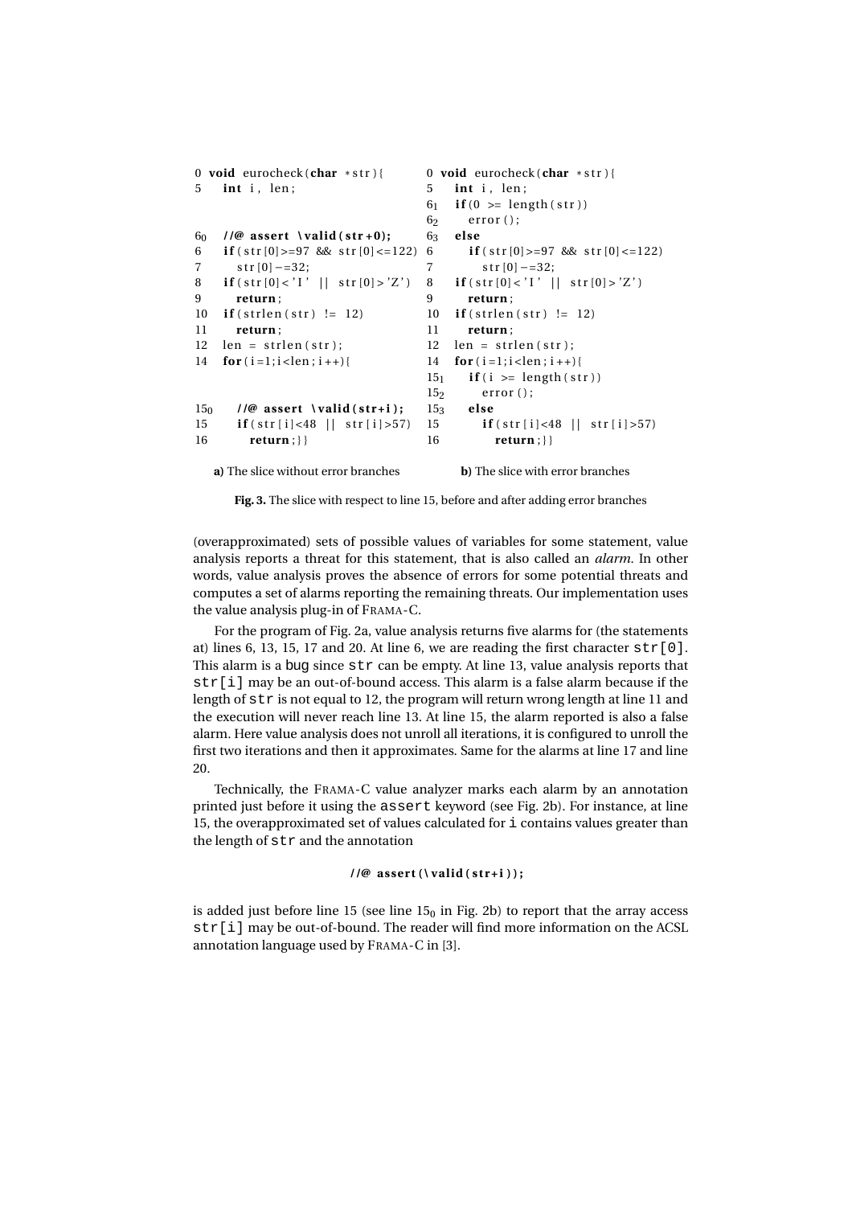```
0   void eurocheck(char *str){
5     int i, len;

6_0   //@ assert \valid(str+0);
6     if(str[0]>=97 && str[0]<=122)
7       str[0]-=32;
8     if(str[0]<'I' || str[0]>'Z')
9       return;
10    if(strlen(str) != 12)
11      return;
12    len = strlen(str);
14    for(i=1;i<len;i++){

15_0    //@ assert \valid(str+i);
15      if(str[i]<48 || str[i]>57)
16        return;}}
```

**a)** The slice without error branches

```
0   void eurocheck(char *str){
5     int i, len;
6_1   if(0 >= length(str))
6_2     error();
6_3   else
6       if(str[0]>=97 && str[0]<=122)
7         str[0]-=32;
8     if(str[0]<'I' || str[0]>'Z')
9       return;
10    if(strlen(str) != 12)
11      return;
12    len = strlen(str);
14    for(i=1;i<len;i++){
15_1    if(i >= length(str))
15_2      error();
15_3    else
15        if(str[i]<48 || str[i]>57)
16          return;}}
```

**b)** The slice with error branches

**Fig. 3.** The slice with respect to line 15, before and after adding error branches

(overapproximated) sets of possible values of variables for some statement, value analysis reports a threat for this statement, that is also called an *alarm*. In other words, value analysis proves the absence of errors for some potential threats and computes a set of alarms reporting the remaining threats. Our implementation uses the value analysis plug-in of FRAMA-C.

For the program of Fig. 2a, value analysis returns five alarms for (the statements at) lines 6, 13, 15, 17 and 20. At line 6, we are reading the first character `str[0]`. This alarm is a bug since `str` can be empty. At line 13, value analysis reports that `str[i]` may be an out-of-bound access. This alarm is a false alarm because if the length of `str` is not equal to 12, the program will return wrong length at line 11 and the execution will never reach line 13. At line 15, the alarm reported is also a false alarm. Here value analysis does not unroll all iterations, it is configured to unroll the first two iterations and then it approximates. Same for the alarms at line 17 and line 20.

Technically, the FRAMA-C value analyzer marks each alarm by an annotation printed just before it using the `assert` keyword (see Fig. 2b). For instance, at line 15, the overapproximated set of values calculated for `i` contains values greater than the length of `str` and the annotation

```
//@ assert(\valid(str+i));
```

is added just before line 15 (see line $15_0$ in Fig. 2b) to report that the array access `str[i]` may be out-of-bound. The reader will find more information on the ACSL annotation language used by FRAMA-C in [3].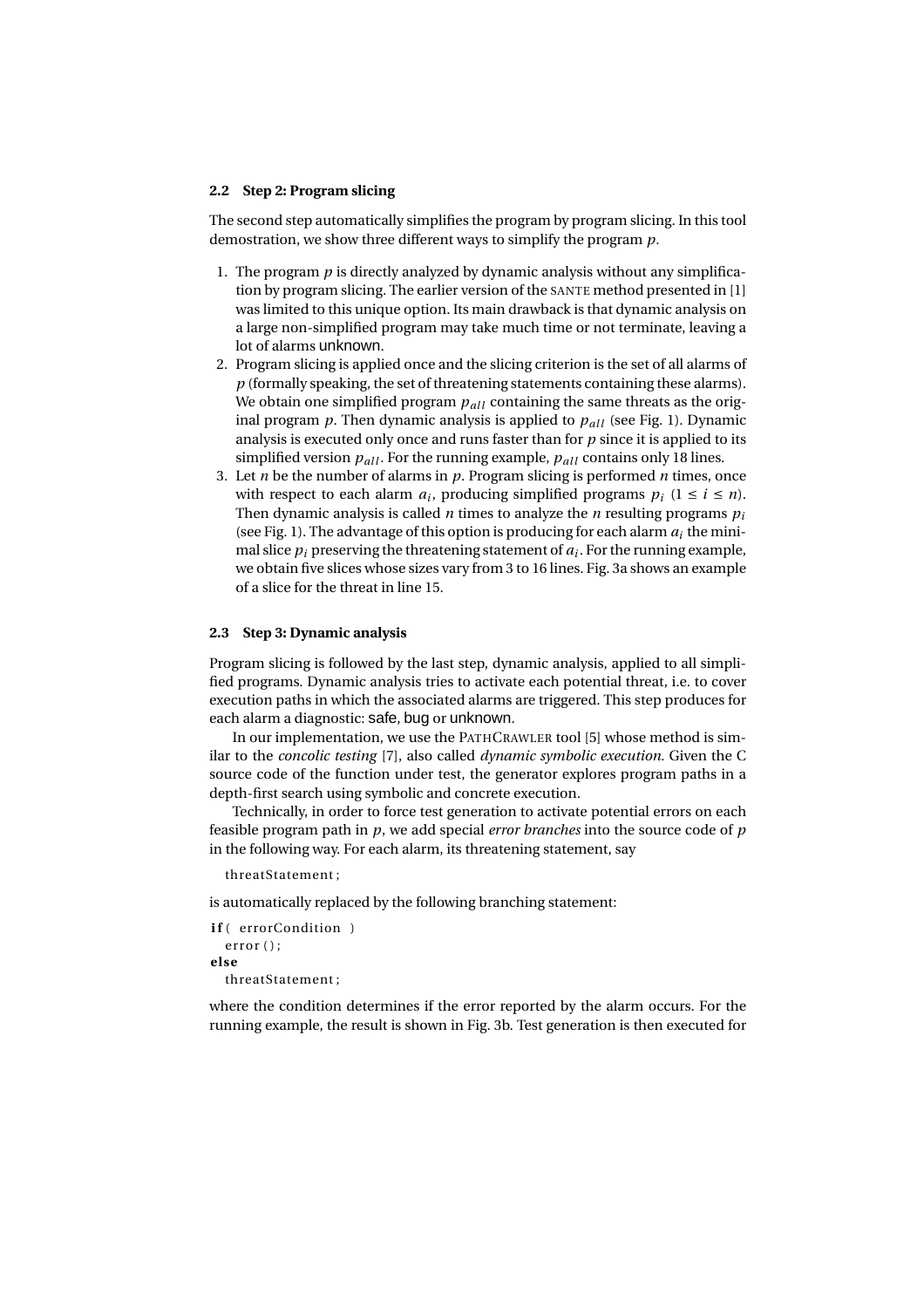### 2.2 Step 2: Program slicing

The second step automatically simplifies the program by program slicing. In this tool demostration, we show three different ways to simplify the program $p$.

1. The program $p$ is directly analyzed by dynamic analysis without any simplification by program slicing. The earlier version of the SANTE method presented in [1] was limited to this unique option. Its main drawback is that dynamic analysis on a large non-simplified program may take much time or not terminate, leaving a lot of alarms unknown.
2. Program slicing is applied once and the slicing criterion is the set of all alarms of $p$ (formally speaking, the set of threatening statements containing these alarms). We obtain one simplified program $p_{all}$ containing the same threats as the original program $p$. Then dynamic analysis is applied to $p_{all}$ (see Fig. 1). Dynamic analysis is executed only once and runs faster than for $p$ since it is applied to its simplified version $p_{all}$. For the running example, $p_{all}$ contains only 18 lines.
3. Let $n$ be the number of alarms in $p$. Program slicing is performed $n$ times, once with respect to each alarm $a_i$, producing simplified programs $p_i$ ($1 \le i \le n$). Then dynamic analysis is called $n$ times to analyze the $n$ resulting programs $p_i$ (see Fig. 1). The advantage of this option is producing for each alarm $a_i$ the minimal slice $p_i$ preserving the threatening statement of $a_i$. For the running example, we obtain five slices whose sizes vary from 3 to 16 lines. Fig. 3a shows an example of a slice for the threat in line 15.

### 2.3 Step 3: Dynamic analysis

Program slicing is followed by the last step, dynamic analysis, applied to all simplified programs. Dynamic analysis tries to activate each potential threat, i.e. to cover execution paths in which the associated alarms are triggered. This step produces for each alarm a diagnostic: safe, bug or unknown.

In our implementation, we use the PATHCRAWLER tool [5] whose method is similar to the *concolic testing* [7], also called *dynamic symbolic execution*. Given the C source code of the function under test, the generator explores program paths in a depth-first search using symbolic and concrete execution.

Technically, in order to force test generation to activate potential errors on each feasible program path in $p$, we add special *error branches* into the source code of $p$ in the following way. For each alarm, its threatening statement, say

```
threatStatement;
```

is automatically replaced by the following branching statement:

```
if( errorCondition )
  error();
else
  threatStatement;
```

where the condition determines if the error reported by the alarm occurs. For the running example, the result is shown in Fig. 3b. Test generation is then executed for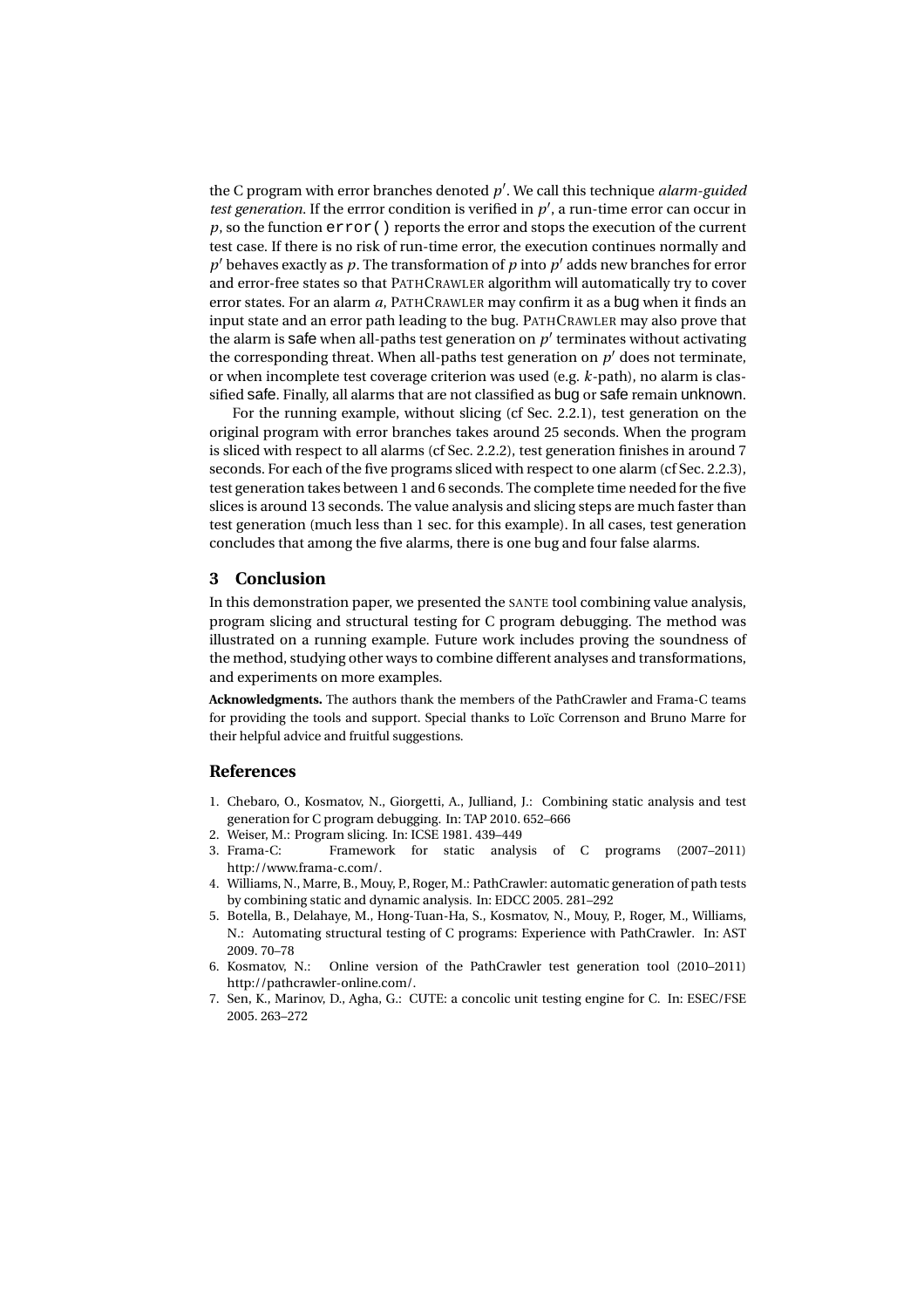the C program with error branches denoted $p'$. We call this technique *alarm-guided test generation*. If the errror condition is verified in $p'$, a run-time error can occur in $p$, so the function `error()` reports the error and stops the execution of the current test case. If there is no risk of run-time error, the execution continues normally and $p'$ behaves exactly as $p$. The transformation of $p$ into $p'$ adds new branches for error and error-free states so that PATHCRAWLER algorithm will automatically try to cover error states. For an alarm $a$, PATHCRAWLER may confirm it as a bug when it finds an input state and an error path leading to the bug. PATHCRAWLER may also prove that the alarm is safe when all-paths test generation on $p'$ terminates without activating the corresponding threat. When all-paths test generation on $p'$ does not terminate, or when incomplete test coverage criterion was used (e.g. $k$-path), no alarm is classified safe. Finally, all alarms that are not classified as bug or safe remain unknown.

For the running example, without slicing (cf Sec. 2.2.1), test generation on the original program with error branches takes around 25 seconds. When the program is sliced with respect to all alarms (cf Sec. 2.2.2), test generation finishes in around 7 seconds. For each of the five programs sliced with respect to one alarm (cf Sec. 2.2.3), test generation takes between 1 and 6 seconds. The complete time needed for the five slices is around 13 seconds. The value analysis and slicing steps are much faster than test generation (much less than 1 sec. for this example). In all cases, test generation concludes that among the five alarms, there is one bug and four false alarms.

## 3 Conclusion

In this demonstration paper, we presented the SANTE tool combining value analysis, program slicing and structural testing for C program debugging. The method was illustrated on a running example. Future work includes proving the soundness of the method, studying other ways to combine different analyses and transformations, and experiments on more examples.

**Acknowledgments.** The authors thank the members of the PathCrawler and Frama-C teams for providing the tools and support. Special thanks to Loïc Correnson and Bruno Marre for their helpful advice and fruitful suggestions.

## References

1. Chebaro, O., Kosmatov, N., Giorgetti, A., Julliand, J.: Combining static analysis and test generation for C program debugging. In: TAP 2010. 652–666
2. Weiser, M.: Program slicing. In: ICSE 1981. 439–449
3. Frama-C: Framework for static analysis of C programs (2007–2011) http://www.frama-c.com/.
4. Williams, N., Marre, B., Mouy, P., Roger, M.: PathCrawler: automatic generation of path tests by combining static and dynamic analysis. In: EDCC 2005. 281–292
5. Botella, B., Delahaye, M., Hong-Tuan-Ha, S., Kosmatov, N., Mouy, P., Roger, M., Williams, N.: Automating structural testing of C programs: Experience with PathCrawler. In: AST 2009. 70–78
6. Kosmatov, N.: Online version of the PathCrawler test generation tool (2010–2011) http://pathcrawler-online.com/.
7. Sen, K., Marinov, D., Agha, G.: CUTE: a concolic unit testing engine for C. In: ESEC/FSE 2005. 263–272